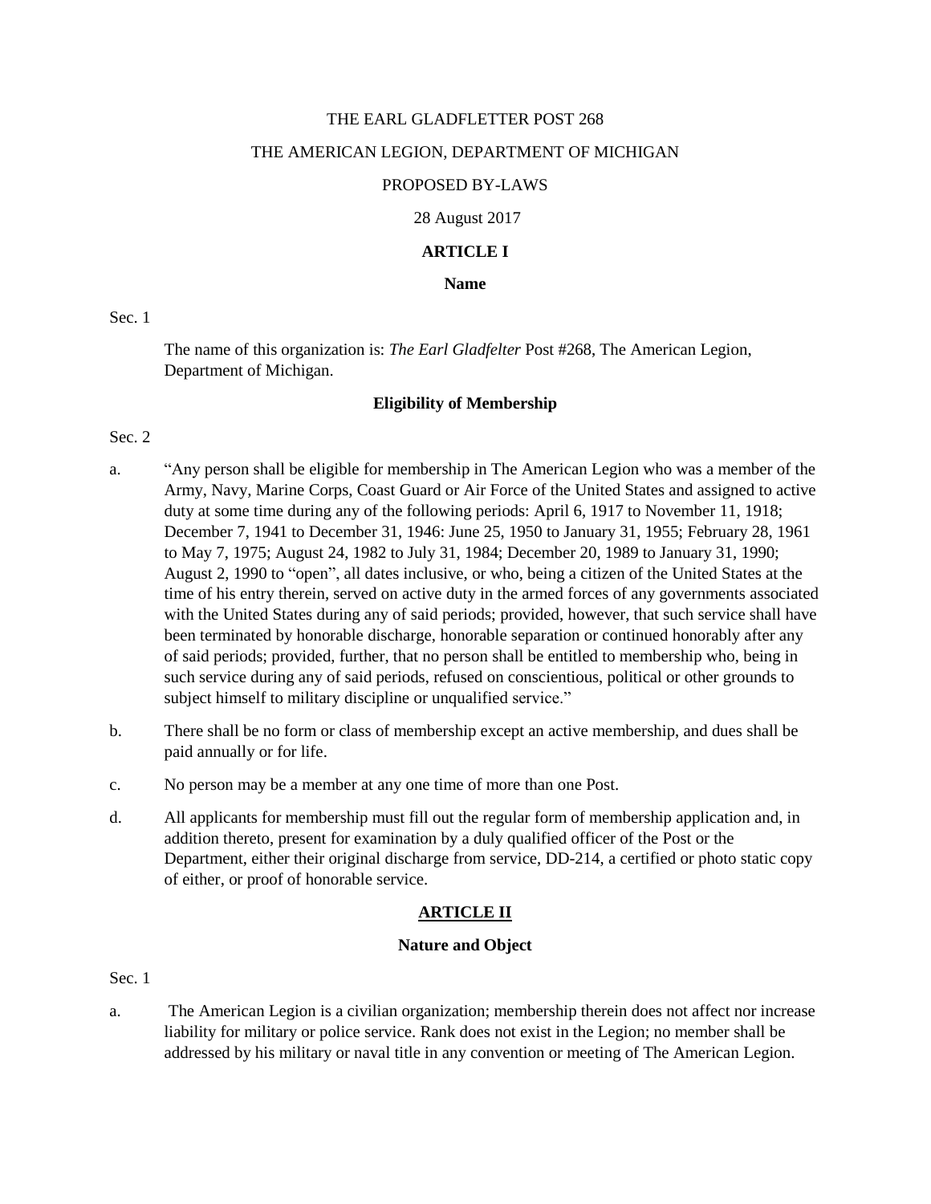THE EARL GLADFLETTER POST 268

THE AMERICAN LEGION, DEPARTMENT OF MICHIGAN

PROPOSED BY-LAWS

28 August 2017

## ARTICLE I

### Name

Sec. 1

The name of this organization is: *The Earl Gladfelter* Post #268, The American Legion, Department of Michigan.

### Eligibility of Membership

Sec. 2

a. "Any person shall be eligible for membership in The American Legion who was a member of the Army, Navy, Marine Corps, Coast Guard or Air Force of the United States and assigned to active duty at some time during any of the following periods: April 6, 1917 to November 11, 1918; December 7, 1941 to December 31, 1946: June 25, 1950 to January 31, 1955; February 28, 1961 to May 7, 1975; August 24, 1982 to July 31, 1984; December 20, 1989 to January 31, 1990; August 2, 1990 to "open", all dates inclusive, or who, being a citizen of the United States at the time of his entry therein, served on active duty in the armed forces of any governments associated with the United States during any of said periods; provided, however, that such service shall have been terminated by honorable discharge, honorable separation or continued honorably after any of said periods; provided, further, that no person shall be entitled to membership who, being in such service during any of said periods, refused on conscientious, political or other grounds to subject himself to military discipline or unqualified service."

b. There shall be no form or class of membership except an active membership, and dues shall be paid annually or for life.

c. No person may be a member at any one time of more than one Post.

d. All applicants for membership must fill out the regular form of membership application and, in addition thereto, present for examination by a duly qualified officer of the Post or the Department, either their original discharge from service, DD-214, a certified or photo static copy of either, or proof of honorable service.

## ARTICLE II

### Nature and Object

Sec. 1

a. The American Legion is a civilian organization; membership therein does not affect nor increase liability for military or police service. Rank does not exist in the Legion; no member shall be addressed by his military or naval title in any convention or meeting of The American Legion.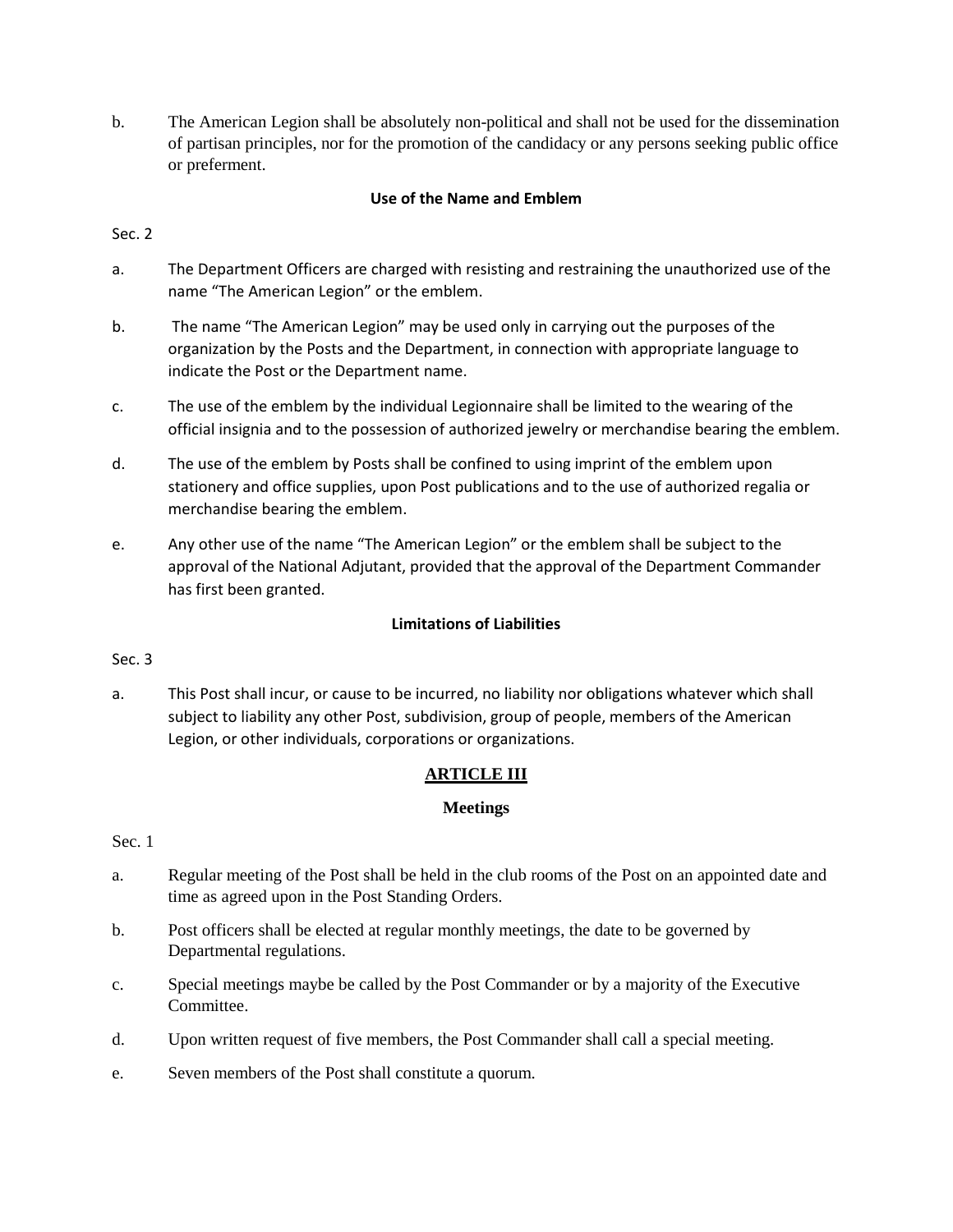b. The American Legion shall be absolutely non-political and shall not be used for the dissemination of partisan principles, nor for the promotion of the candidacy or any persons seeking public office or preferment.

**Use of the Name and Emblem**

Sec. 2

a. The Department Officers are charged with resisting and restraining the unauthorized use of the name "The American Legion" or the emblem.

b. The name "The American Legion" may be used only in carrying out the purposes of the organization by the Posts and the Department, in connection with appropriate language to indicate the Post or the Department name.

c. The use of the emblem by the individual Legionnaire shall be limited to the wearing of the official insignia and to the possession of authorized jewelry or merchandise bearing the emblem.

d. The use of the emblem by Posts shall be confined to using imprint of the emblem upon stationery and office supplies, upon Post publications and to the use of authorized regalia or merchandise bearing the emblem.

e. Any other use of the name "The American Legion" or the emblem shall be subject to the approval of the National Adjutant, provided that the approval of the Department Commander has first been granted.

**Limitations of Liabilities**

Sec. 3

a. This Post shall incur, or cause to be incurred, no liability nor obligations whatever which shall subject to liability any other Post, subdivision, group of people, members of the American Legion, or other individuals, corporations or organizations.

## ARTICLE III

### Meetings

Sec. 1

a. Regular meeting of the Post shall be held in the club rooms of the Post on an appointed date and time as agreed upon in the Post Standing Orders.

b. Post officers shall be elected at regular monthly meetings, the date to be governed by Departmental regulations.

c. Special meetings maybe be called by the Post Commander or by a majority of the Executive Committee.

d. Upon written request of five members, the Post Commander shall call a special meeting.

e. Seven members of the Post shall constitute a quorum.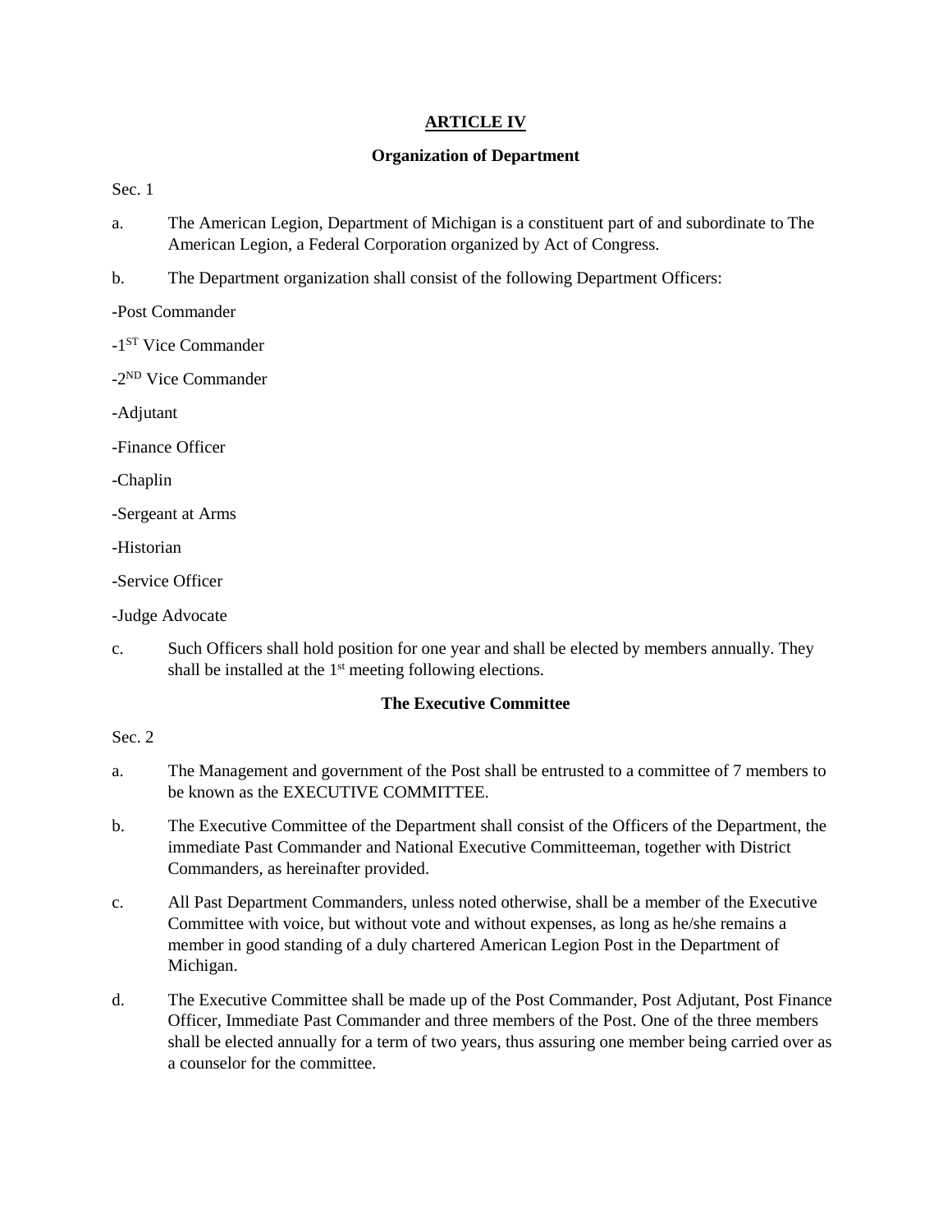**ARTICLE IV**

**Organization of Department**

Sec. 1

a. The American Legion, Department of Michigan is a constituent part of and subordinate to The American Legion, a Federal Corporation organized by Act of Congress.

b. The Department organization shall consist of the following Department Officers:

-Post Commander

-1ST Vice Commander

-2ND Vice Commander

-Adjutant

-Finance Officer

-Chaplin

-Sergeant at Arms

-Historian

-Service Officer

-Judge Advocate

c. Such Officers shall hold position for one year and shall be elected by members annually. They shall be installed at the 1st meeting following elections.

**The Executive Committee**

Sec. 2

a. The Management and government of the Post shall be entrusted to a committee of 7 members to be known as the EXECUTIVE COMMITTEE.

b. The Executive Committee of the Department shall consist of the Officers of the Department, the immediate Past Commander and National Executive Committeeman, together with District Commanders, as hereinafter provided.

c. All Past Department Commanders, unless noted otherwise, shall be a member of the Executive Committee with voice, but without vote and without expenses, as long as he/she remains a member in good standing of a duly chartered American Legion Post in the Department of Michigan.

d. The Executive Committee shall be made up of the Post Commander, Post Adjutant, Post Finance Officer, Immediate Past Commander and three members of the Post. One of the three members shall be elected annually for a term of two years, thus assuring one member being carried over as a counselor for the committee.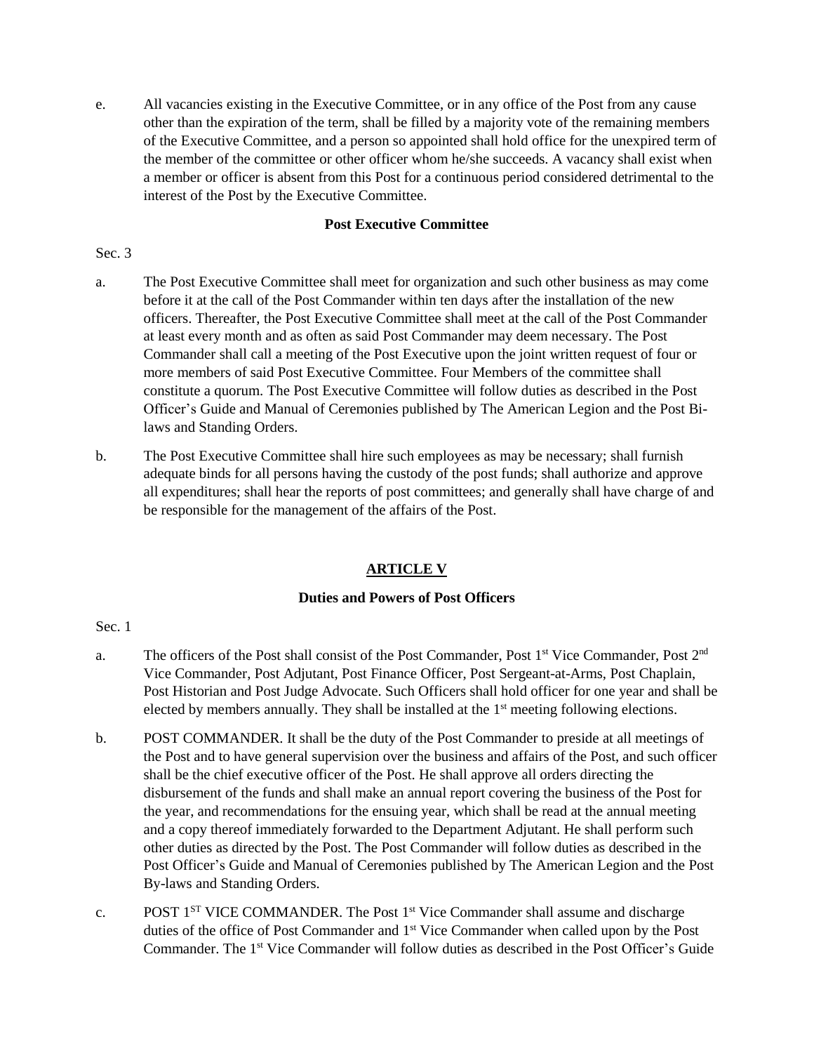e. All vacancies existing in the Executive Committee, or in any office of the Post from any cause other than the expiration of the term, shall be filled by a majority vote of the remaining members of the Executive Committee, and a person so appointed shall hold office for the unexpired term of the member of the committee or other officer whom he/she succeeds. A vacancy shall exist when a member or officer is absent from this Post for a continuous period considered detrimental to the interest of the Post by the Executive Committee.

**Post Executive Committee**

Sec. 3

a. The Post Executive Committee shall meet for organization and such other business as may come before it at the call of the Post Commander within ten days after the installation of the new officers. Thereafter, the Post Executive Committee shall meet at the call of the Post Commander at least every month and as often as said Post Commander may deem necessary. The Post Commander shall call a meeting of the Post Executive upon the joint written request of four or more members of said Post Executive Committee. Four Members of the committee shall constitute a quorum. The Post Executive Committee will follow duties as described in the Post Officer's Guide and Manual of Ceremonies published by The American Legion and the Post Bi-laws and Standing Orders.

b. The Post Executive Committee shall hire such employees as may be necessary; shall furnish adequate binds for all persons having the custody of the post funds; shall authorize and approve all expenditures; shall hear the reports of post committees; and generally shall have charge of and be responsible for the management of the affairs of the Post.

## ARTICLE V

**Duties and Powers of Post Officers**

Sec. 1

a. The officers of the Post shall consist of the Post Commander, Post 1st Vice Commander, Post 2nd Vice Commander, Post Adjutant, Post Finance Officer, Post Sergeant-at-Arms, Post Chaplain, Post Historian and Post Judge Advocate. Such Officers shall hold officer for one year and shall be elected by members annually. They shall be installed at the 1st meeting following elections.

b. POST COMMANDER. It shall be the duty of the Post Commander to preside at all meetings of the Post and to have general supervision over the business and affairs of the Post, and such officer shall be the chief executive officer of the Post. He shall approve all orders directing the disbursement of the funds and shall make an annual report covering the business of the Post for the year, and recommendations for the ensuing year, which shall be read at the annual meeting and a copy thereof immediately forwarded to the Department Adjutant. He shall perform such other duties as directed by the Post. The Post Commander will follow duties as described in the Post Officer's Guide and Manual of Ceremonies published by The American Legion and the Post By-laws and Standing Orders.

c. POST 1ST VICE COMMANDER. The Post 1st Vice Commander shall assume and discharge duties of the office of Post Commander and 1st Vice Commander when called upon by the Post Commander. The 1st Vice Commander will follow duties as described in the Post Officer's Guide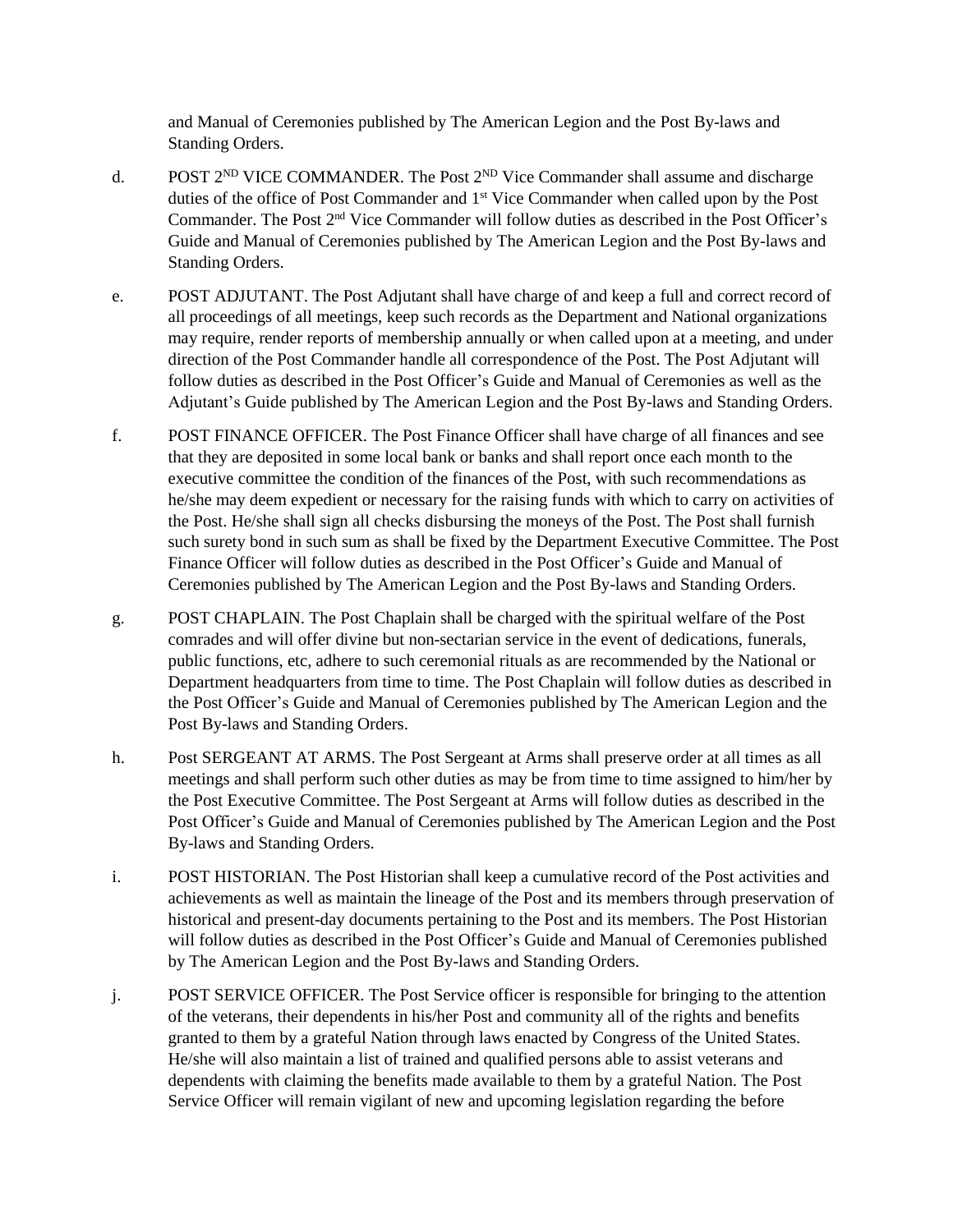and Manual of Ceremonies published by The American Legion and the Post By-laws and Standing Orders.

d. POST 2ND VICE COMMANDER. The Post 2ND Vice Commander shall assume and discharge duties of the office of Post Commander and 1st Vice Commander when called upon by the Post Commander. The Post 2nd Vice Commander will follow duties as described in the Post Officer's Guide and Manual of Ceremonies published by The American Legion and the Post By-laws and Standing Orders.

e. POST ADJUTANT. The Post Adjutant shall have charge of and keep a full and correct record of all proceedings of all meetings, keep such records as the Department and National organizations may require, render reports of membership annually or when called upon at a meeting, and under direction of the Post Commander handle all correspondence of the Post. The Post Adjutant will follow duties as described in the Post Officer's Guide and Manual of Ceremonies as well as the Adjutant's Guide published by The American Legion and the Post By-laws and Standing Orders.

f. POST FINANCE OFFICER. The Post Finance Officer shall have charge of all finances and see that they are deposited in some local bank or banks and shall report once each month to the executive committee the condition of the finances of the Post, with such recommendations as he/she may deem expedient or necessary for the raising funds with which to carry on activities of the Post. He/she shall sign all checks disbursing the moneys of the Post. The Post shall furnish such surety bond in such sum as shall be fixed by the Department Executive Committee. The Post Finance Officer will follow duties as described in the Post Officer's Guide and Manual of Ceremonies published by The American Legion and the Post By-laws and Standing Orders.

g. POST CHAPLAIN. The Post Chaplain shall be charged with the spiritual welfare of the Post comrades and will offer divine but non-sectarian service in the event of dedications, funerals, public functions, etc, adhere to such ceremonial rituals as are recommended by the National or Department headquarters from time to time. The Post Chaplain will follow duties as described in the Post Officer's Guide and Manual of Ceremonies published by The American Legion and the Post By-laws and Standing Orders.

h. Post SERGEANT AT ARMS. The Post Sergeant at Arms shall preserve order at all times as all meetings and shall perform such other duties as may be from time to time assigned to him/her by the Post Executive Committee. The Post Sergeant at Arms will follow duties as described in the Post Officer's Guide and Manual of Ceremonies published by The American Legion and the Post By-laws and Standing Orders.

i. POST HISTORIAN. The Post Historian shall keep a cumulative record of the Post activities and achievements as well as maintain the lineage of the Post and its members through preservation of historical and present-day documents pertaining to the Post and its members. The Post Historian will follow duties as described in the Post Officer's Guide and Manual of Ceremonies published by The American Legion and the Post By-laws and Standing Orders.

j. POST SERVICE OFFICER. The Post Service officer is responsible for bringing to the attention of the veterans, their dependents in his/her Post and community all of the rights and benefits granted to them by a grateful Nation through laws enacted by Congress of the United States. He/she will also maintain a list of trained and qualified persons able to assist veterans and dependents with claiming the benefits made available to them by a grateful Nation. The Post Service Officer will remain vigilant of new and upcoming legislation regarding the before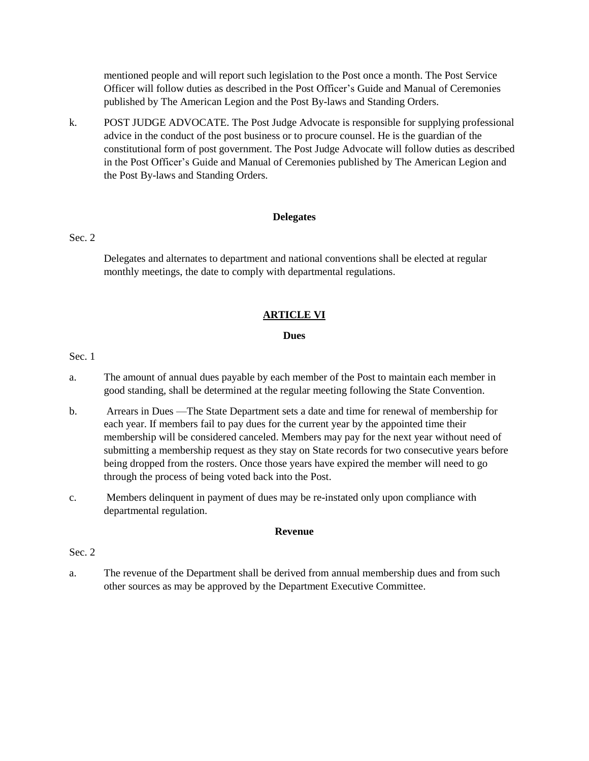mentioned people and will report such legislation to the Post once a month. The Post Service Officer will follow duties as described in the Post Officer's Guide and Manual of Ceremonies published by The American Legion and the Post By-laws and Standing Orders.

k. POST JUDGE ADVOCATE. The Post Judge Advocate is responsible for supplying professional advice in the conduct of the post business or to procure counsel. He is the guardian of the constitutional form of post government. The Post Judge Advocate will follow duties as described in the Post Officer's Guide and Manual of Ceremonies published by The American Legion and the Post By-laws and Standing Orders.

**Delegates**

Sec. 2

Delegates and alternates to department and national conventions shall be elected at regular monthly meetings, the date to comply with departmental regulations.

## ARTICLE VI

**Dues**

Sec. 1

a. The amount of annual dues payable by each member of the Post to maintain each member in good standing, shall be determined at the regular meeting following the State Convention.

b. Arrears in Dues —The State Department sets a date and time for renewal of membership for each year. If members fail to pay dues for the current year by the appointed time their membership will be considered canceled. Members may pay for the next year without need of submitting a membership request as they stay on State records for two consecutive years before being dropped from the rosters. Once those years have expired the member will need to go through the process of being voted back into the Post.

c. Members delinquent in payment of dues may be re-instated only upon compliance with departmental regulation.

**Revenue**

Sec. 2

a. The revenue of the Department shall be derived from annual membership dues and from such other sources as may be approved by the Department Executive Committee.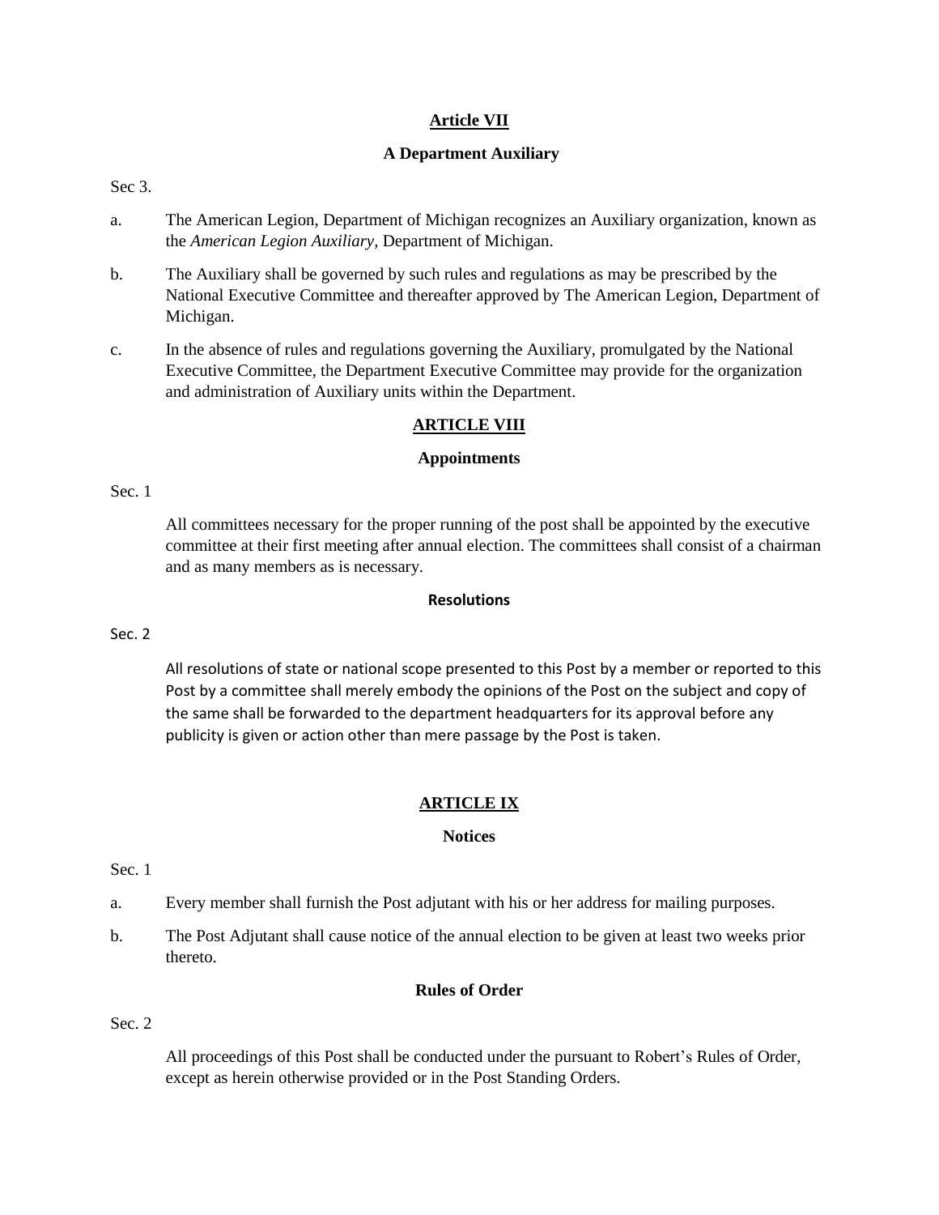## Article VII

**A Department Auxiliary**

Sec 3.

a. The American Legion, Department of Michigan recognizes an Auxiliary organization, known as the *American Legion Auxiliary*, Department of Michigan.

b. The Auxiliary shall be governed by such rules and regulations as may be prescribed by the National Executive Committee and thereafter approved by The American Legion, Department of Michigan.

c. In the absence of rules and regulations governing the Auxiliary, promulgated by the National Executive Committee, the Department Executive Committee may provide for the organization and administration of Auxiliary units within the Department.

## ARTICLE VIII

**Appointments**

Sec. 1

All committees necessary for the proper running of the post shall be appointed by the executive committee at their first meeting after annual election. The committees shall consist of a chairman and as many members as is necessary.

**Resolutions**

Sec. 2

All resolutions of state or national scope presented to this Post by a member or reported to this Post by a committee shall merely embody the opinions of the Post on the subject and copy of the same shall be forwarded to the department headquarters for its approval before any publicity is given or action other than mere passage by the Post is taken.

## ARTICLE IX

**Notices**

Sec. 1

a. Every member shall furnish the Post adjutant with his or her address for mailing purposes.

b. The Post Adjutant shall cause notice of the annual election to be given at least two weeks prior thereto.

**Rules of Order**

Sec. 2

All proceedings of this Post shall be conducted under the pursuant to Robert's Rules of Order, except as herein otherwise provided or in the Post Standing Orders.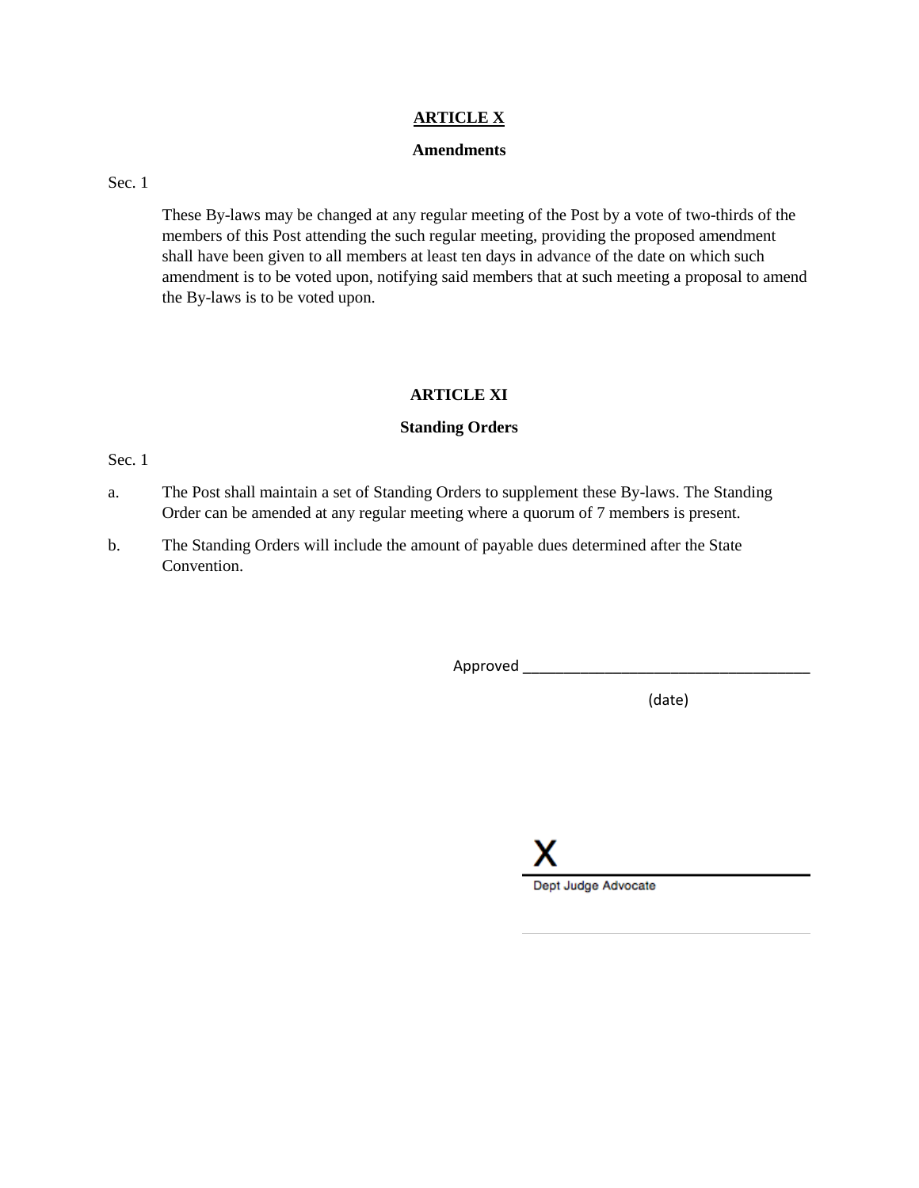## ARTICLE X

### Amendments

Sec. 1

These By-laws may be changed at any regular meeting of the Post by a vote of two-thirds of the members of this Post attending the such regular meeting, providing the proposed amendment shall have been given to all members at least ten days in advance of the date on which such amendment is to be voted upon, notifying said members that at such meeting a proposal to amend the By-laws is to be voted upon.

## ARTICLE XI

### Standing Orders

Sec. 1

a. The Post shall maintain a set of Standing Orders to supplement these By-laws. The Standing Order can be amended at any regular meeting where a quorum of 7 members is present.

b. The Standing Orders will include the amount of payable dues determined after the State Convention.

Approved ___________________________________

(date)

X ___________________________________

Dept Judge Advocate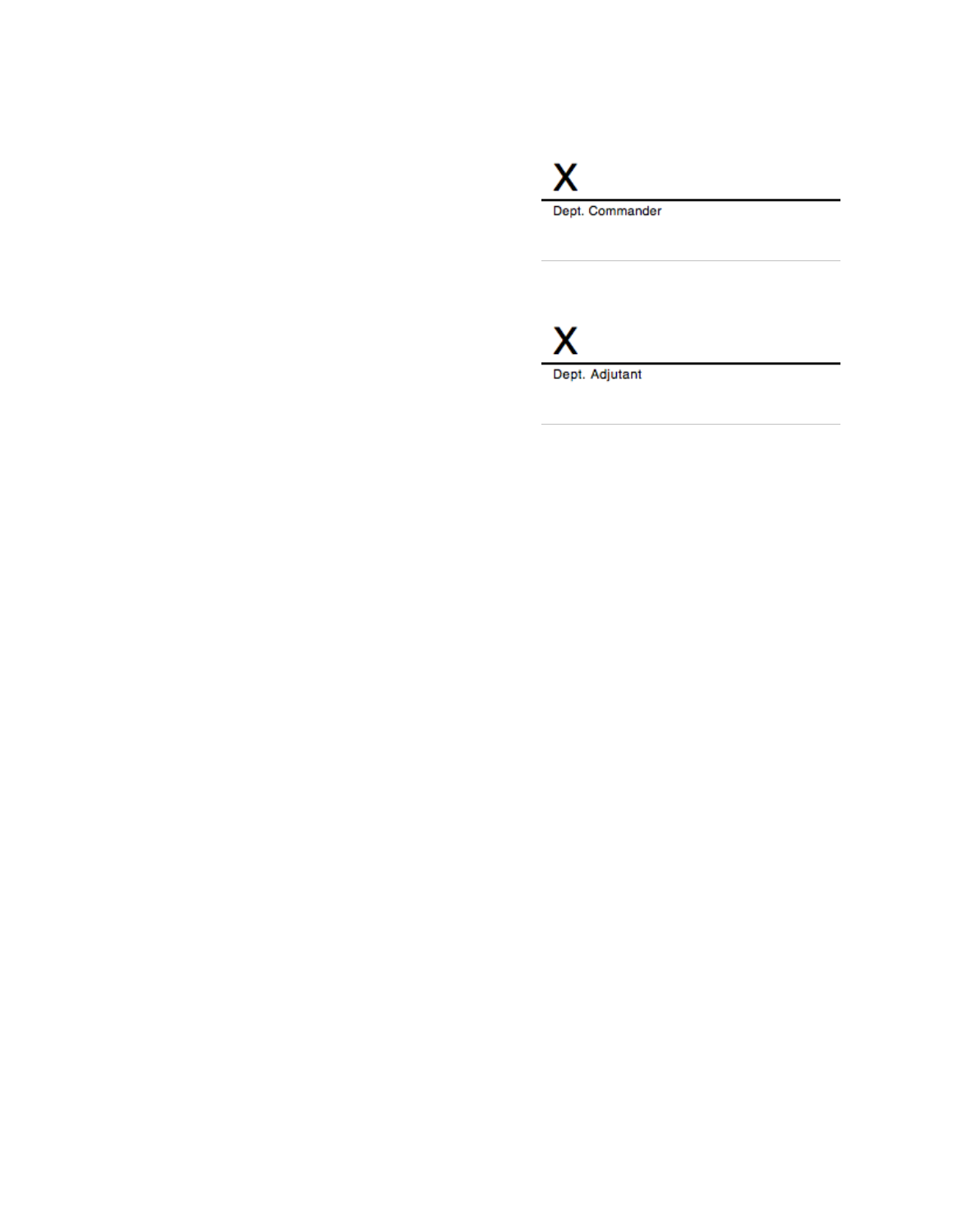X

Dept. Commander

X

Dept. Adjutant